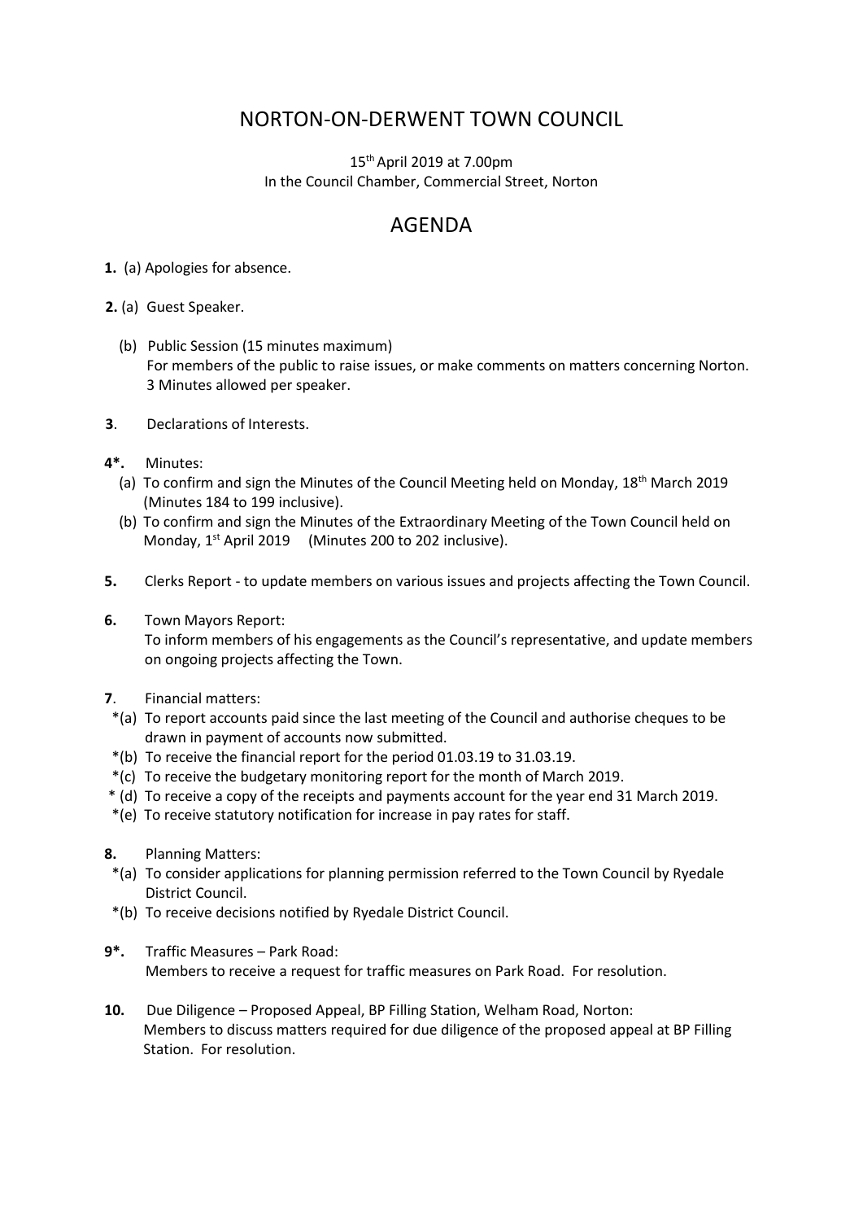# NORTON-ON-DERWENT TOWN COUNCIL

15th April 2019 at 7.00pm
In the Council Chamber, Commercial Street, Norton

## AGENDA

**1.** (a) Apologies for absence.

**2.** (a) Guest Speaker.

(b) Public Session (15 minutes maximum)
For members of the public to raise issues, or make comments on matters concerning Norton. 3 Minutes allowed per speaker.

**3**. Declarations of Interests.

**4*.** Minutes:

(a) To confirm and sign the Minutes of the Council Meeting held on Monday, 18th March 2019 (Minutes 184 to 199 inclusive).

(b) To confirm and sign the Minutes of the Extraordinary Meeting of the Town Council held on Monday, 1st April 2019 (Minutes 200 to 202 inclusive).

**5.** Clerks Report - to update members on various issues and projects affecting the Town Council.

**6.** Town Mayors Report:
To inform members of his engagements as the Council's representative, and update members on ongoing projects affecting the Town.

**7**. Financial matters:

*(a) To report accounts paid since the last meeting of the Council and authorise cheques to be drawn in payment of accounts now submitted.

*(b) To receive the financial report for the period 01.03.19 to 31.03.19.

*(c) To receive the budgetary monitoring report for the month of March 2019.

* (d) To receive a copy of the receipts and payments account for the year end 31 March 2019.

*(e) To receive statutory notification for increase in pay rates for staff.

**8.** Planning Matters:

*(a) To consider applications for planning permission referred to the Town Council by Ryedale District Council.

*(b) To receive decisions notified by Ryedale District Council.

**9*.** Traffic Measures – Park Road:
Members to receive a request for traffic measures on Park Road. For resolution.

**10.** Due Diligence – Proposed Appeal, BP Filling Station, Welham Road, Norton:
Members to discuss matters required for due diligence of the proposed appeal at BP Filling Station. For resolution.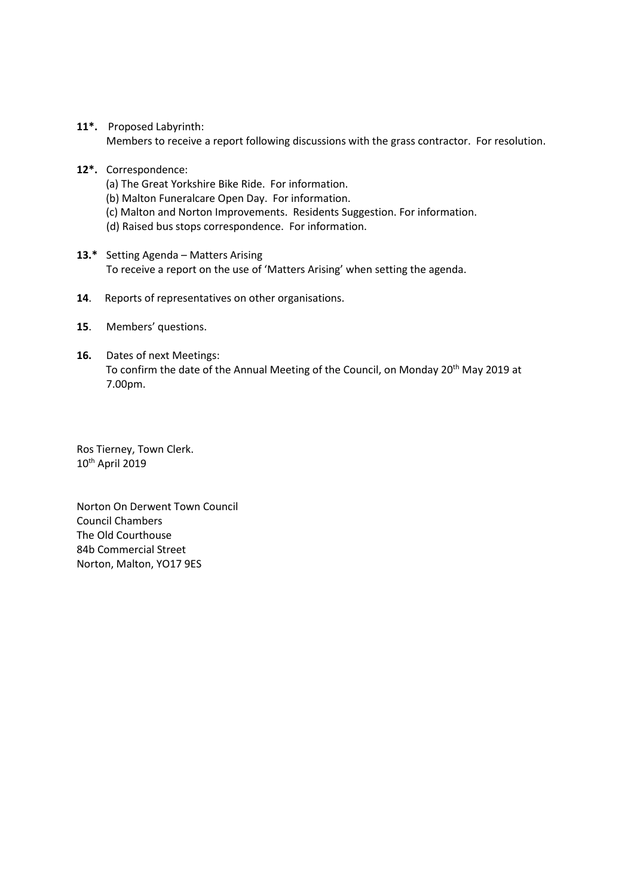**11*.** Proposed Labyrinth:
Members to receive a report following discussions with the grass contractor. For resolution.

**12*.** Correspondence:
(a) The Great Yorkshire Bike Ride. For information.
(b) Malton Funeralcare Open Day. For information.
(c) Malton and Norton Improvements. Residents Suggestion. For information.
(d) Raised bus stops correspondence. For information.

**13.*** Setting Agenda – Matters Arising
To receive a report on the use of 'Matters Arising' when setting the agenda.

**14**. Reports of representatives on other organisations.

**15**. Members' questions.

**16.** Dates of next Meetings:
To confirm the date of the Annual Meeting of the Council, on Monday 20th May 2019 at 7.00pm.

Ros Tierney, Town Clerk.
10th April 2019

Norton On Derwent Town Council
Council Chambers
The Old Courthouse
84b Commercial Street
Norton, Malton, YO17 9ES